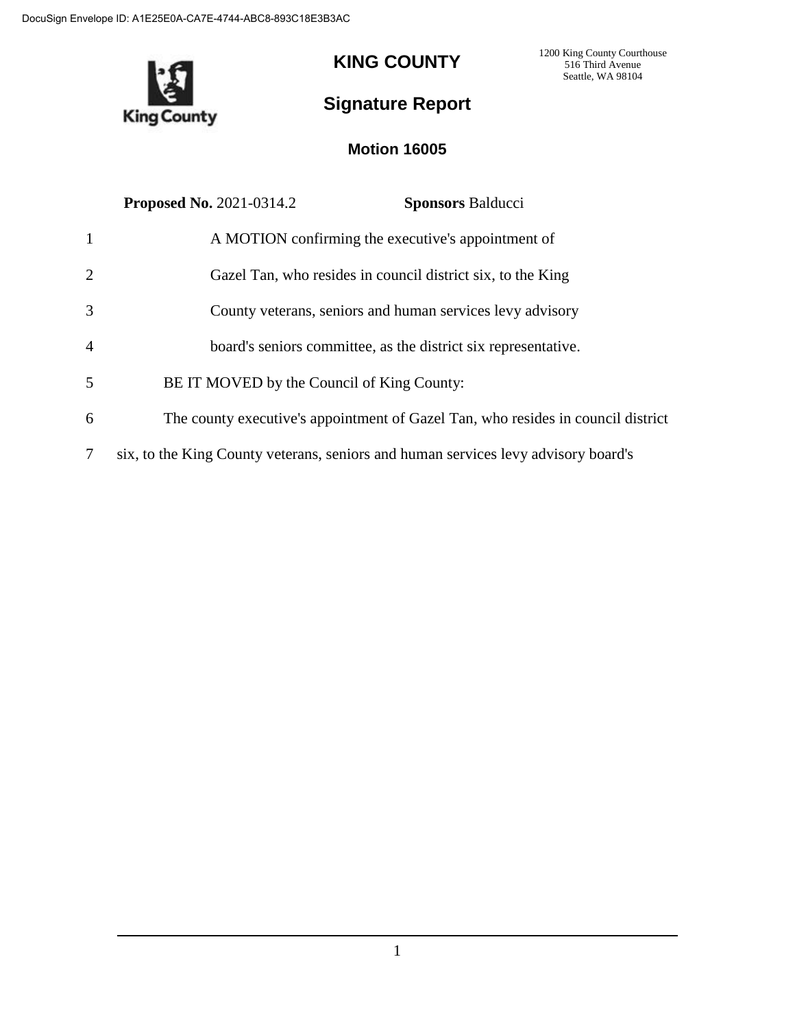DocuSign Envelope ID: A1E25E0A-CA7E-4744-ABC8-893C18E3B3AC

# KING COUNTY

1200 King County Courthouse
516 Third Avenue
Seattle, WA 98104

## Signature Report

### Motion 16005

**Proposed No.** 2021-0314.2 **Sponsors** Balducci

1 A MOTION confirming the executive's appointment of
2 Gazel Tan, who resides in council district six, to the King
3 County veterans, seniors and human services levy advisory
4 board's seniors committee, as the district six representative.
5 BE IT MOVED by the Council of King County:
6 The county executive's appointment of Gazel Tan, who resides in council district
7 six, to the King County veterans, seniors and human services levy advisory board's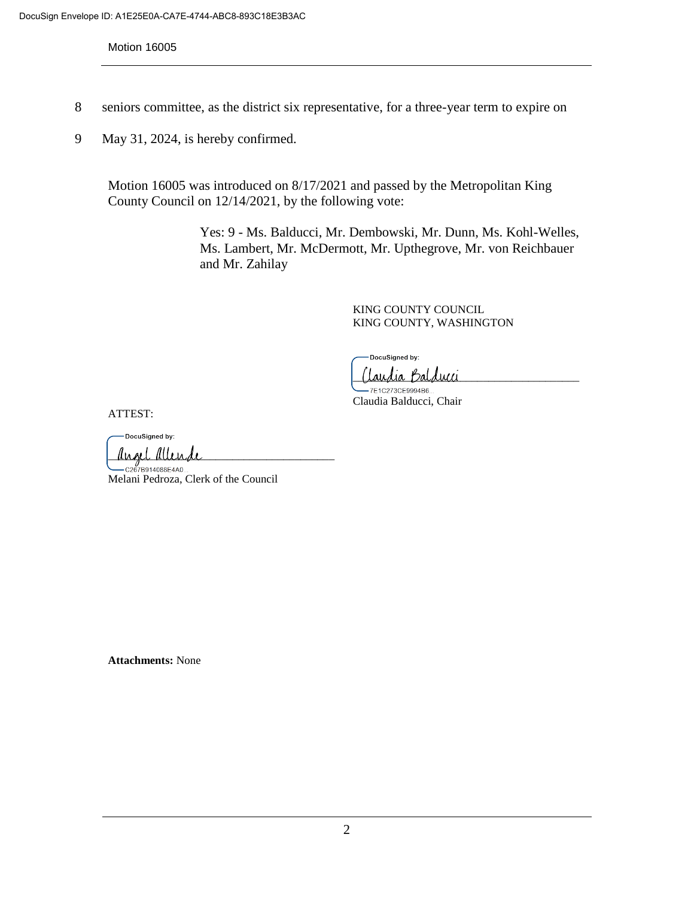8 seniors committee, as the district six representative, for a three-year term to expire on

9 May 31, 2024, is hereby confirmed.

Motion 16005 was introduced on 8/17/2021 and passed by the Metropolitan King County Council on 12/14/2021, by the following vote:

Yes: 9 - Ms. Balducci, Mr. Dembowski, Mr. Dunn, Ms. Kohl-Welles, Ms. Lambert, Mr. McDermott, Mr. Upthegrove, Mr. von Reichbauer and Mr. Zahilay

KING COUNTY COUNCIL
KING COUNTY, WASHINGTON

DocuSigned by:
Claudia Balducci
7E1C273CE9994B6...
Claudia Balducci, Chair

ATTEST:

DocuSigned by:
Angel Allende
C267B914088E4A0...
Melani Pedroza, Clerk of the Council

**Attachments:** None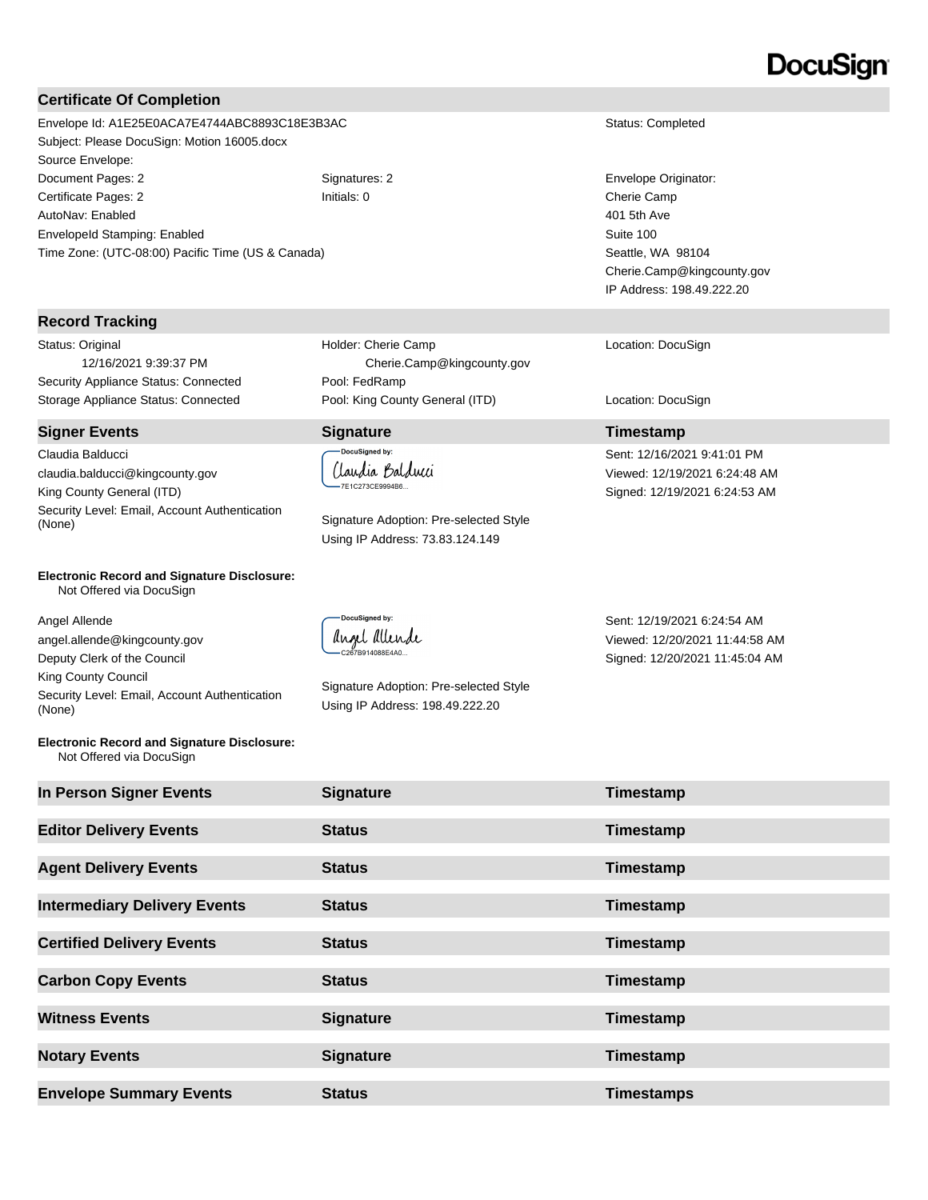DocuSign

## Certificate Of Completion

Envelope Id: A1E25E0ACA7E4744ABC8893C18E3B3AC
Status: Completed
Subject: Please DocuSign: Motion 16005.docx
Source Envelope:
Document Pages: 2
Signatures: 2
Certificate Pages: 2
Initials: 0
AutoNav: Enabled
EnvelopeId Stamping: Enabled
Time Zone: (UTC-08:00) Pacific Time (US & Canada)

Envelope Originator:
Cherie Camp
401 5th Ave
Suite 100
Seattle, WA 98104
Cherie.Camp@kingcounty.gov
IP Address: 198.49.222.20

## Record Tracking

| | | |
|---|---|---|
| Status: Original<br>12/16/2021 9:39:37 PM | Holder: Cherie Camp<br>Cherie.Camp@kingcounty.gov | Location: DocuSign |
| Security Appliance Status: Connected | Pool: FedRamp | |
| Storage Appliance Status: Connected | Pool: King County General (ITD) | Location: DocuSign |

| Signer Events | Signature | Timestamp |
|---|---|---|
| Claudia Balducci<br>claudia.balducci@kingcounty.gov<br>King County General (ITD)<br>Security Level: Email, Account Authentication (None)<br><br>**Electronic Record and Signature Disclosure:**<br>Not Offered via DocuSign | DocuSigned by:<br>Claudia Balducci<br>7E1C273CE9994B6...<br><br>Signature Adoption: Pre-selected Style<br>Using IP Address: 73.83.124.149 | Sent: 12/16/2021 9:41:01 PM<br>Viewed: 12/19/2021 6:24:48 AM<br>Signed: 12/19/2021 6:24:53 AM |
| Angel Allende<br>angel.allende@kingcounty.gov<br>Deputy Clerk of the Council<br>King County Council<br>Security Level: Email, Account Authentication (None)<br><br>**Electronic Record and Signature Disclosure:**<br>Not Offered via DocuSign | DocuSigned by:<br>Angel Allende<br>C267B914088E4A0...<br><br>Signature Adoption: Pre-selected Style<br>Using IP Address: 198.49.222.20 | Sent: 12/19/2021 6:24:54 AM<br>Viewed: 12/20/2021 11:44:58 AM<br>Signed: 12/20/2021 11:45:04 AM |

| In Person Signer Events | Signature | Timestamp |
|---|---|---|

| Editor Delivery Events | Status | Timestamp |
|---|---|---|

| Agent Delivery Events | Status | Timestamp |
|---|---|---|

| Intermediary Delivery Events | Status | Timestamp |
|---|---|---|

| Certified Delivery Events | Status | Timestamp |
|---|---|---|

| Carbon Copy Events | Status | Timestamp |
|---|---|---|

| Witness Events | Signature | Timestamp |
|---|---|---|

| Notary Events | Signature | Timestamp |
|---|---|---|

| Envelope Summary Events | Status | Timestamps |
|---|---|---|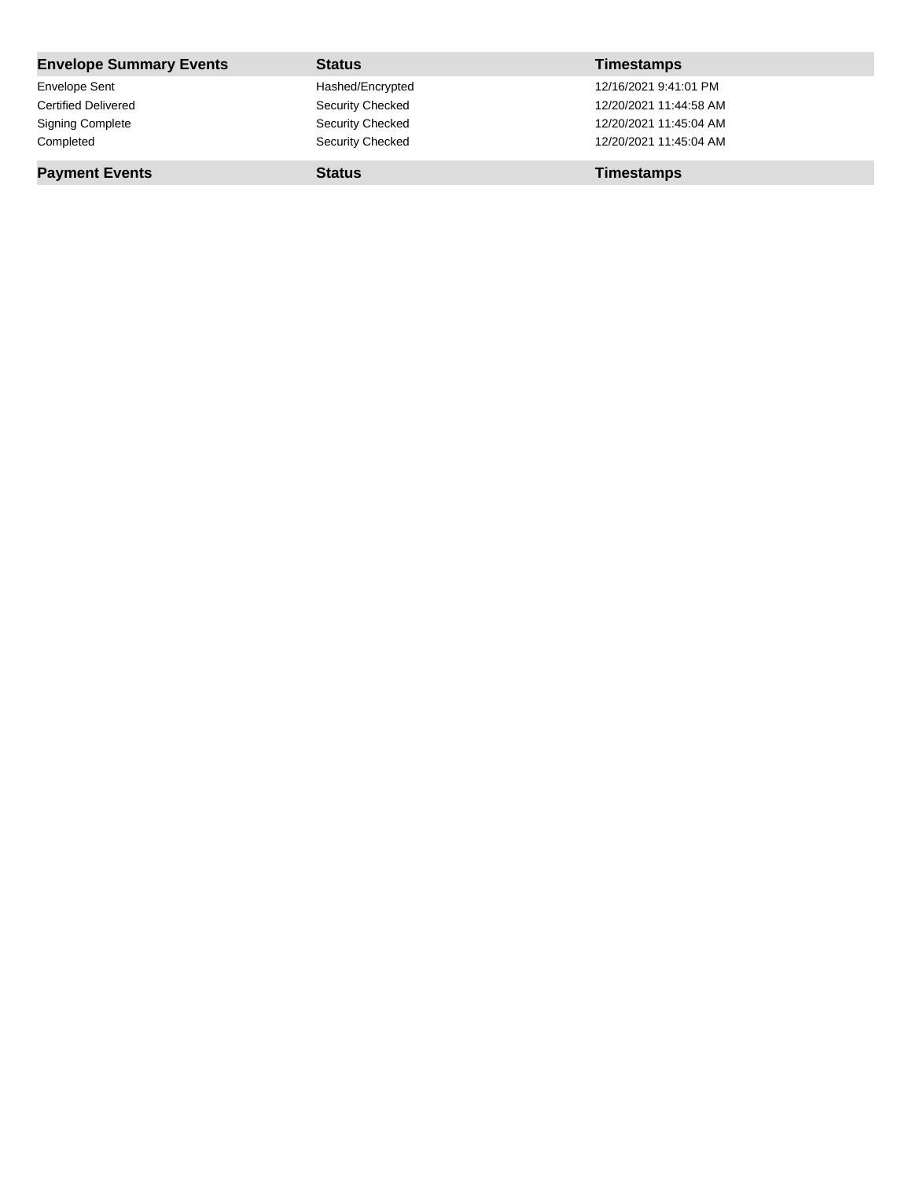| Envelope Summary Events | Status | Timestamps |
|---|---|---|
| Envelope Sent | Hashed/Encrypted | 12/16/2021 9:41:01 PM |
| Certified Delivered | Security Checked | 12/20/2021 11:44:58 AM |
| Signing Complete | Security Checked | 12/20/2021 11:45:04 AM |
| Completed | Security Checked | 12/20/2021 11:45:04 AM |

| Payment Events | Status | Timestamps |
|---|---|---|